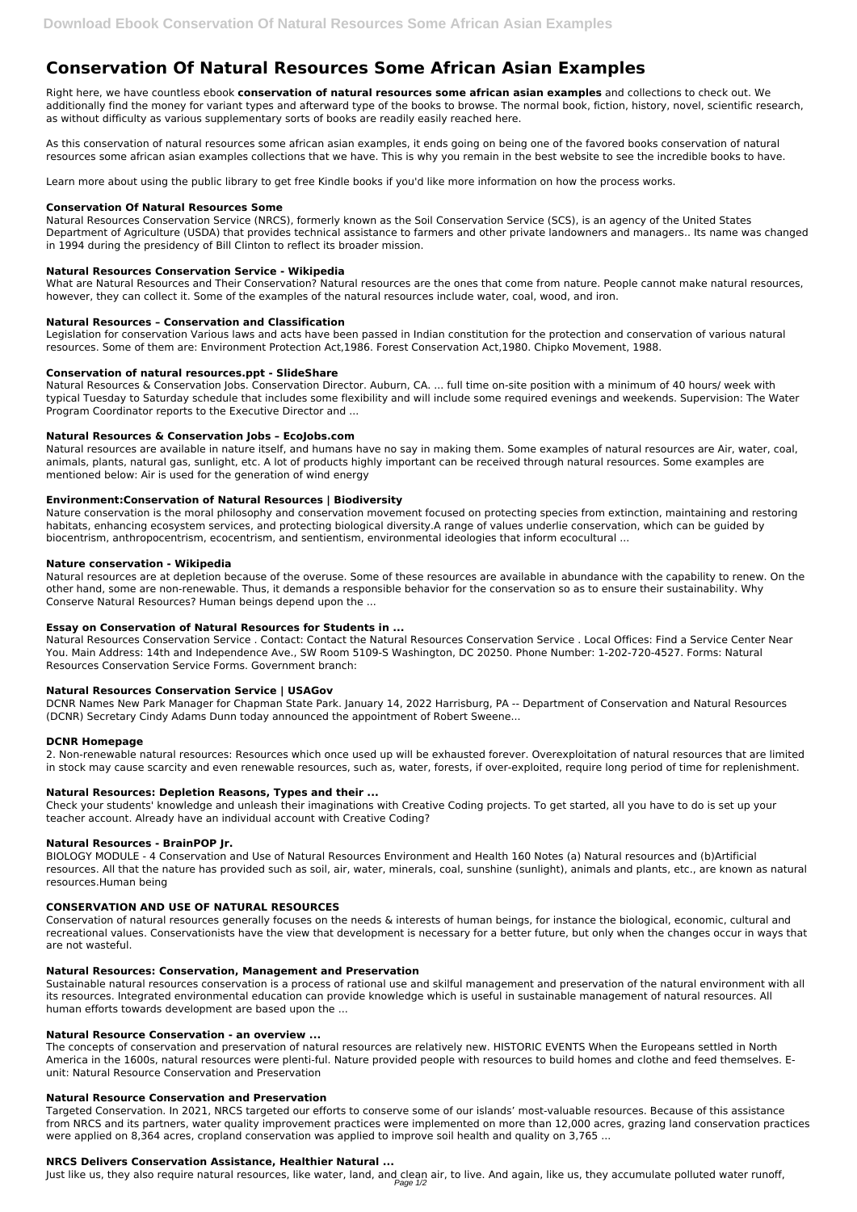# Conservation Of Natural Resources Some African Asian Examples

Right here, we have countless ebook **conservation of natural resources some african asian examples** and collections to check out. We additionally find the money for variant types and afterward type of the books to browse. The normal book, fiction, history, novel, scientific research, as without difficulty as various supplementary sorts of books are readily easily reached here.

As this conservation of natural resources some african asian examples, it ends going on being one of the favored books conservation of natural resources some african asian examples collections that we have. This is why you remain in the best website to see the incredible books to have.

Learn more about using the public library to get free Kindle books if you'd like more information on how the process works.

### Conservation Of Natural Resources Some

Natural Resources Conservation Service (NRCS), formerly known as the Soil Conservation Service (SCS), is an agency of the United States Department of Agriculture (USDA) that provides technical assistance to farmers and other private landowners and managers.. Its name was changed in 1994 during the presidency of Bill Clinton to reflect its broader mission.

### Natural Resources Conservation Service - Wikipedia

What are Natural Resources and Their Conservation? Natural resources are the ones that come from nature. People cannot make natural resources, however, they can collect it. Some of the examples of the natural resources include water, coal, wood, and iron.

### Natural Resources – Conservation and Classification

Legislation for conservation Various laws and acts have been passed in Indian constitution for the protection and conservation of various natural resources. Some of them are: Environment Protection Act,1986. Forest Conservation Act,1980. Chipko Movement, 1988.

### Conservation of natural resources.ppt - SlideShare

Natural Resources & Conservation Jobs. Conservation Director. Auburn, CA. ... full time on-site position with a minimum of 40 hours/ week with typical Tuesday to Saturday schedule that includes some flexibility and will include some required evenings and weekends. Supervision: The Water Program Coordinator reports to the Executive Director and ...

### Natural Resources & Conservation Jobs – EcoJobs.com

Natural resources are available in nature itself, and humans have no say in making them. Some examples of natural resources are Air, water, coal, animals, plants, natural gas, sunlight, etc. A lot of products highly important can be received through natural resources. Some examples are mentioned below: Air is used for the generation of wind energy

### Environment:Conservation of Natural Resources | Biodiversity

Nature conservation is the moral philosophy and conservation movement focused on protecting species from extinction, maintaining and restoring habitats, enhancing ecosystem services, and protecting biological diversity.A range of values underlie conservation, which can be guided by biocentrism, anthropocentrism, ecocentrism, and sentientism, environmental ideologies that inform ecocultural ...

### Nature conservation - Wikipedia

Natural resources are at depletion because of the overuse. Some of these resources are available in abundance with the capability to renew. On the other hand, some are non-renewable. Thus, it demands a responsible behavior for the conservation so as to ensure their sustainability. Why Conserve Natural Resources? Human beings depend upon the ...

### Essay on Conservation of Natural Resources for Students in ...

Natural Resources Conservation Service . Contact: Contact the Natural Resources Conservation Service . Local Offices: Find a Service Center Near You. Main Address: 14th and Independence Ave., SW Room 5109-S Washington, DC 20250. Phone Number: 1-202-720-4527. Forms: Natural Resources Conservation Service Forms. Government branch:

### Natural Resources Conservation Service | USAGov

DCNR Names New Park Manager for Chapman State Park. January 14, 2022 Harrisburg, PA -- Department of Conservation and Natural Resources (DCNR) Secretary Cindy Adams Dunn today announced the appointment of Robert Sweene...

### DCNR Homepage

2. Non-renewable natural resources: Resources which once used up will be exhausted forever. Overexploitation of natural resources that are limited in stock may cause scarcity and even renewable resources, such as, water, forests, if over-exploited, require long period of time for replenishment.

### Natural Resources: Depletion Reasons, Types and their ...

Check your students' knowledge and unleash their imaginations with Creative Coding projects. To get started, all you have to do is set up your teacher account. Already have an individual account with Creative Coding?

### Natural Resources - BrainPOP Jr.

BIOLOGY MODULE - 4 Conservation and Use of Natural Resources Environment and Health 160 Notes (a) Natural resources and (b)Artificial resources. All that the nature has provided such as soil, air, water, minerals, coal, sunshine (sunlight), animals and plants, etc., are known as natural resources.Human being

### CONSERVATION AND USE OF NATURAL RESOURCES

Conservation of natural resources generally focuses on the needs & interests of human beings, for instance the biological, economic, cultural and recreational values. Conservationists have the view that development is necessary for a better future, but only when the changes occur in ways that are not wasteful.

### Natural Resources: Conservation, Management and Preservation

Sustainable natural resources conservation is a process of rational use and skilful management and preservation of the natural environment with all its resources. Integrated environmental education can provide knowledge which is useful in sustainable management of natural resources. All human efforts towards development are based upon the ...

### Natural Resource Conservation - an overview ...

The concepts of conservation and preservation of natural resources are relatively new. HISTORIC EVENTS When the Europeans settled in North America in the 1600s, natural resources were plenti-ful. Nature provided people with resources to build homes and clothe and feed themselves. E-unit: Natural Resource Conservation and Preservation

### Natural Resource Conservation and Preservation

Targeted Conservation. In 2021, NRCS targeted our efforts to conserve some of our islands' most-valuable resources. Because of this assistance from NRCS and its partners, water quality improvement practices were implemented on more than 12,000 acres, grazing land conservation practices were applied on 8,364 acres, cropland conservation was applied to improve soil health and quality on 3,765 ...

### NRCS Delivers Conservation Assistance, Healthier Natural ...

Just like us, they also require natural resources, like water, land, and clean air, to live. And again, like us, they accumulate polluted water runoff,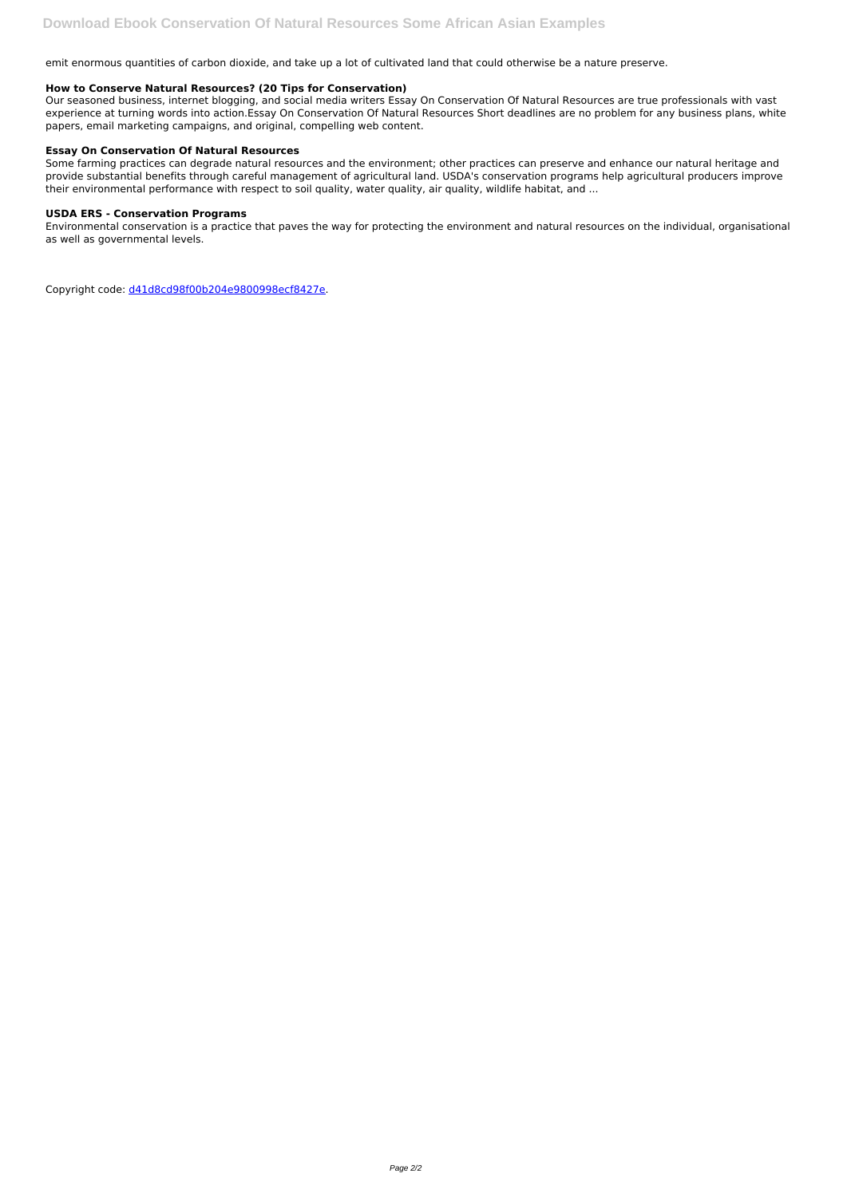emit enormous quantities of carbon dioxide, and take up a lot of cultivated land that could otherwise be a nature preserve.

### How to Conserve Natural Resources? (20 Tips for Conservation)

Our seasoned business, internet blogging, and social media writers Essay On Conservation Of Natural Resources are true professionals with vast experience at turning words into action.Essay On Conservation Of Natural Resources Short deadlines are no problem for any business plans, white papers, email marketing campaigns, and original, compelling web content.

### Essay On Conservation Of Natural Resources

Some farming practices can degrade natural resources and the environment; other practices can preserve and enhance our natural heritage and provide substantial benefits through careful management of agricultural land. USDA's conservation programs help agricultural producers improve their environmental performance with respect to soil quality, water quality, air quality, wildlife habitat, and ...

### USDA ERS - Conservation Programs

Environmental conservation is a practice that paves the way for protecting the environment and natural resources on the individual, organisational as well as governmental levels.

Copyright code: d41d8cd98f00b204e9800998ecf8427e.